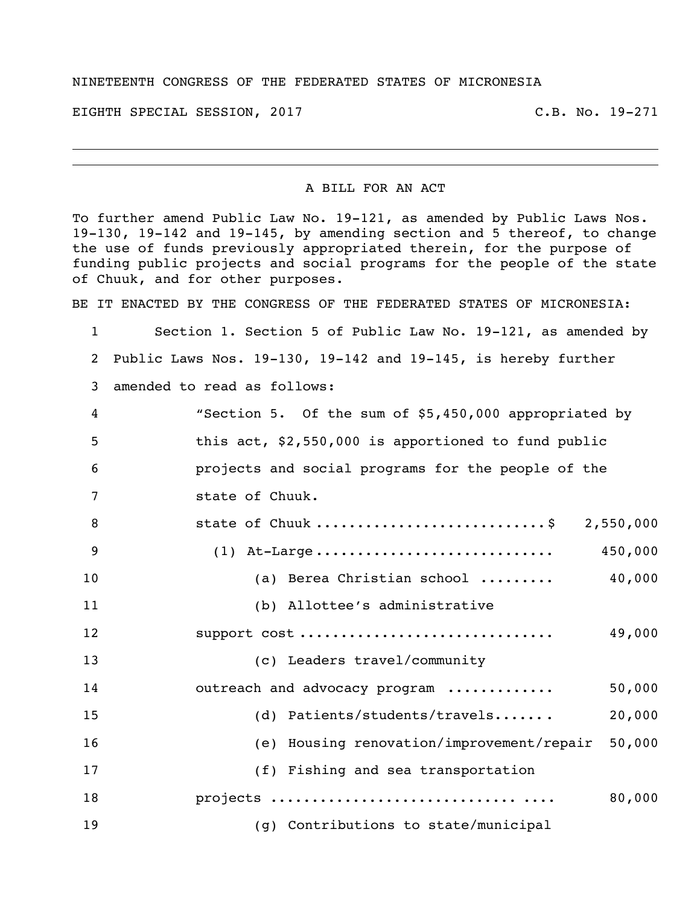NINETEENTH CONGRESS OF THE FEDERATED STATES OF MICRONESIA

EIGHTH SPECIAL SESSION, 2017 C.B. No. 19-271

## A BILL FOR AN ACT

To further amend Public Law No. 19-121, as amended by Public Laws Nos. 19-130, 19-142 and 19-145, by amending section and 5 thereof, to change the use of funds previously appropriated therein, for the purpose of funding public projects and social programs for the people of the state of Chuuk, and for other purposes.

BE IT ENACTED BY THE CONGRESS OF THE FEDERATED STATES OF MICRONESIA:

1 Section 1. Section 5 of Public Law No. 19-121, as amended by
2 Public Laws Nos. 19-130, 19-142 and 19-145, is hereby further
3 amended to read as follows:

4 "Section 5. Of the sum of $5,450,000 appropriated by
5 this act, $2,550,000 is apportioned to fund public
6 projects and social programs for the people of the
7 state of Chuuk.

8 state of Chuuk ............................$ 2,550,000
9 (1) At-Large ............................ 450,000
10 (a) Berea Christian school ......... 40,000
11 (b) Allottee's administrative
12 support cost .............................. 49,000
13 (c) Leaders travel/community
14 outreach and advocacy program ............. 50,000
15 (d) Patients/students/travels....... 20,000
16 (e) Housing renovation/improvement/repair 50,000
17 (f) Fishing and sea transportation
18 projects .............................. .... 80,000
19 (g) Contributions to state/municipal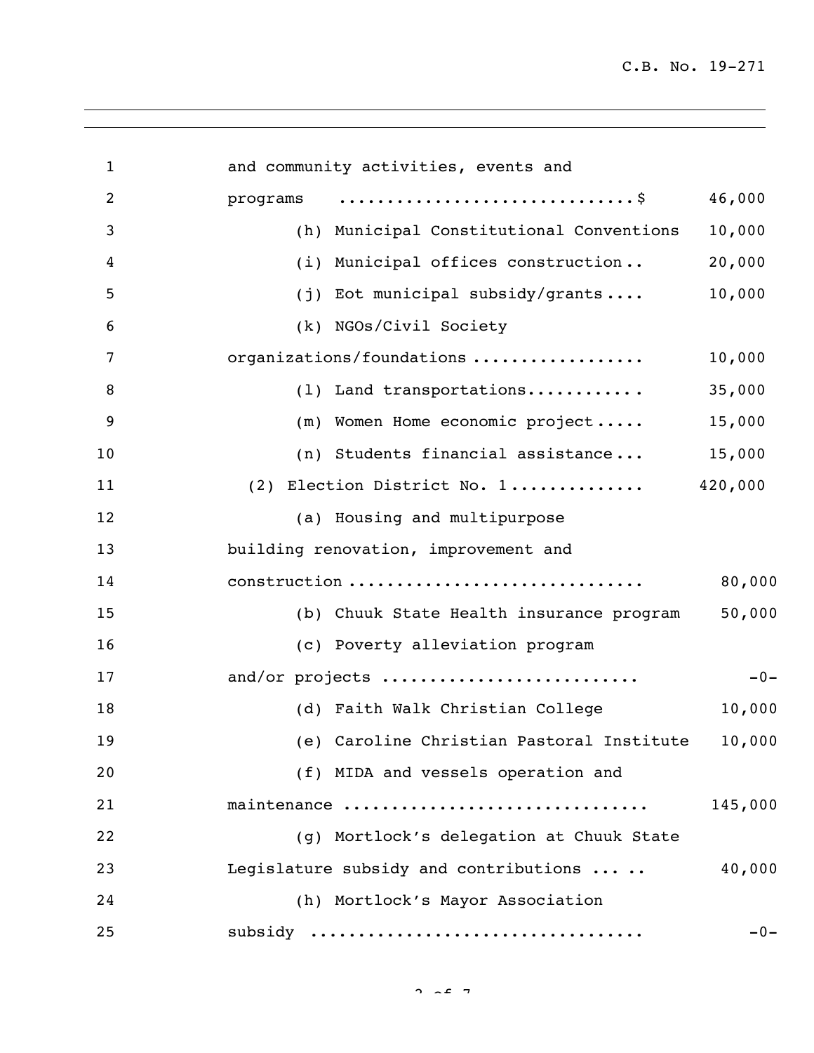and community activities, events and programs .............................$ 46,000

(h) Municipal Constitutional Conventions 10,000

(i) Municipal offices construction.. 20,000

(j) Eot municipal subsidy/grants.... 10,000

(k) NGOs/Civil Society organizations/foundations ................. 10,000

(l) Land transportations............ 35,000

(m) Women Home economic project..... 15,000

(n) Students financial assistance... 15,000

(2) Election District No. 1............. 420,000

(a) Housing and multipurpose building renovation, improvement and construction ............................. 80,000

(b) Chuuk State Health insurance program 50,000

(c) Poverty alleviation program and/or projects .......................... -0-

(d) Faith Walk Christian College 10,000

(e) Caroline Christian Pastoral Institute 10,000

(f) MIDA and vessels operation and maintenance ............................... 145,000

(g) Mortlock's delegation at Chuuk State Legislature subsidy and contributions ... .. 40,000

(h) Mortlock's Mayor Association subsidy ................................. -0-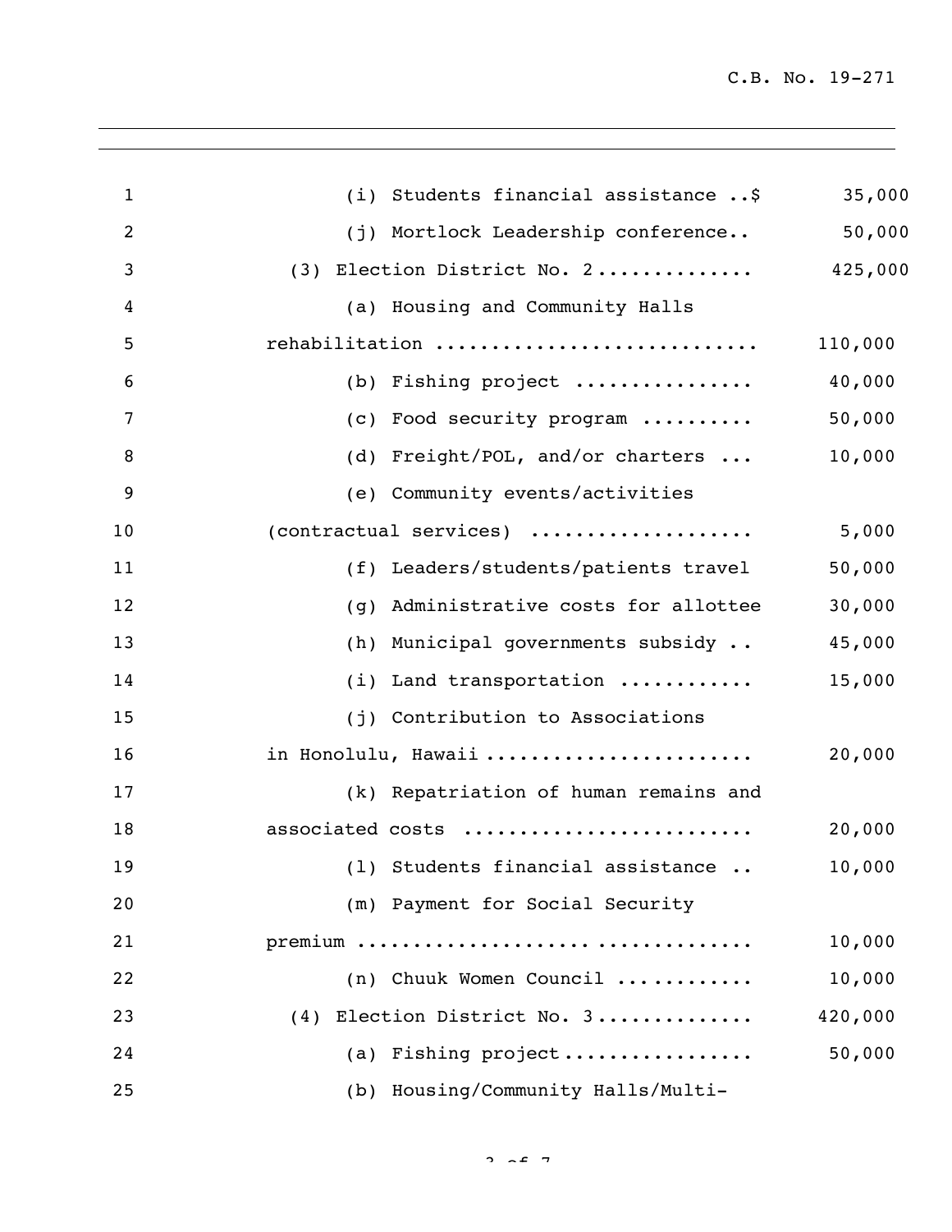(i) Students financial assistance ..$ 35,000

(j) Mortlock Leadership conference.. 50,000

(3) Election District No. 2............. 425,000

(a) Housing and Community Halls rehabilitation ............................ 110,000

(b) Fishing project ............... 40,000

(c) Food security program .......... 50,000

(d) Freight/POL, and/or charters ... 10,000

(e) Community events/activities (contractual services) ................... 5,000

(f) Leaders/students/patients travel 50,000

(g) Administrative costs for allottee 30,000

(h) Municipal governments subsidy .. 45,000

(i) Land transportation ........... 15,000

(j) Contribution to Associations in Honolulu, Hawaii ....................... 20,000

(k) Repatriation of human remains and associated costs ........................ 20,000

(l) Students financial assistance .. 10,000

(m) Payment for Social Security premium ................................. 10,000

(n) Chuuk Women Council ........... 10,000

(4) Election District No. 3............. 420,000

(a) Fishing project................ 50,000

(b) Housing/Community Halls/Multi-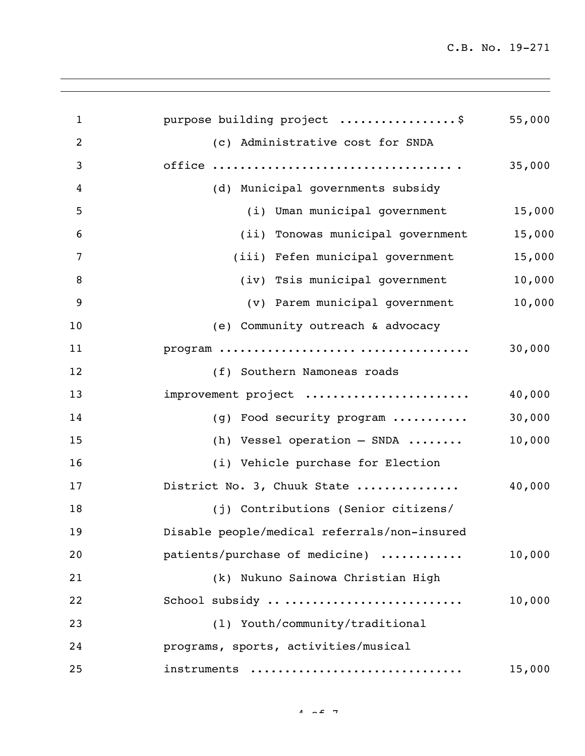purpose building project .................$ 55,000

(c) Administrative cost for SNDA office ................................... 35,000

(d) Municipal governments subsidy

(i) Uman municipal government 15,000

(ii) Tonowas municipal government 15,000

(iii) Fefen municipal government 15,000

(iv) Tsis municipal government 10,000

(v) Parem municipal government 10,000

(e) Community outreach & advocacy program ................................... 30,000

(f) Southern Namoneas roads improvement project ....................... 40,000

(g) Food security program ........... 30,000

(h) Vessel operation – SNDA ........ 10,000

(i) Vehicle purchase for Election District No. 3, Chuuk State ............... 40,000

(j) Contributions (Senior citizens/ Disable people/medical referrals/non-insured patients/purchase of medicine) ............ 10,000

(k) Nukuno Sainowa Christian High School subsidy .......................... 10,000

(l) Youth/community/traditional programs, sports, activities/musical instruments ............................. 15,000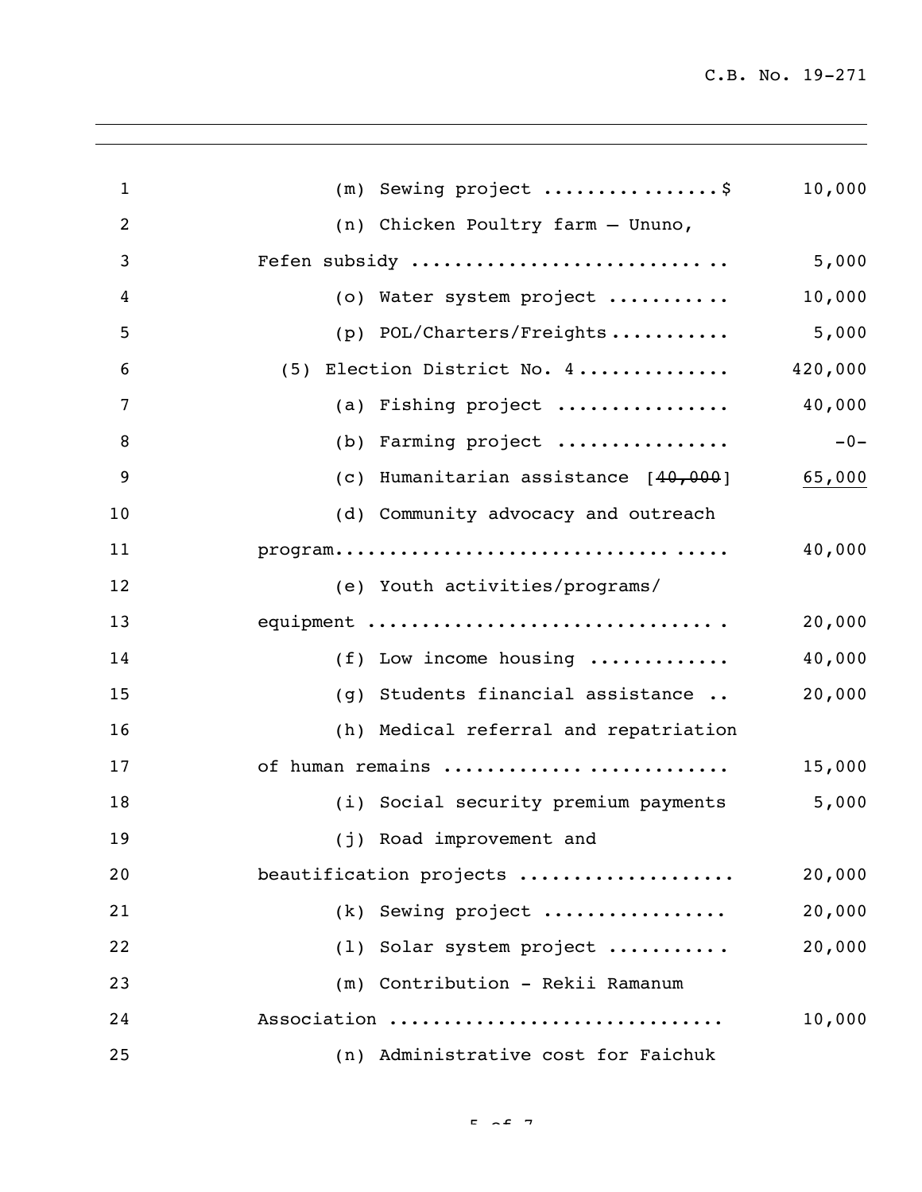| | |
|---|---|
| (m) Sewing project ................$ | 10,000 |
| (n) Chicken Poultry farm – Ununo, Fefen subsidy ........................... .. | 5,000 |
| (o) Water system project ........... | 10,000 |
| (p) POL/Charters/Freights ........... | 5,000 |
| (5) Election District No. 4 ............. | 420,000 |
| (a) Fishing project ................ | 40,000 |
| (b) Farming project ................ | -0- |
| (c) Humanitarian assistance [~~40,000~~] | 65,000 |
| (d) Community advocacy and outreach program................................. ..... | 40,000 |
| (e) Youth activities/programs/ equipment ............................... . | 20,000 |
| (f) Low income housing ............ | 40,000 |
| (g) Students financial assistance .. | 20,000 |
| (h) Medical referral and repatriation of human remains .......... ............ | 15,000 |
| (i) Social security premium payments | 5,000 |
| (j) Road improvement and beautification projects ................... | 20,000 |
| (k) Sewing project ................ | 20,000 |
| (l) Solar system project ........... | 20,000 |
| (m) Contribution - Rekii Ramanum Association ............................. | 10,000 |
| (n) Administrative cost for Faichuk | |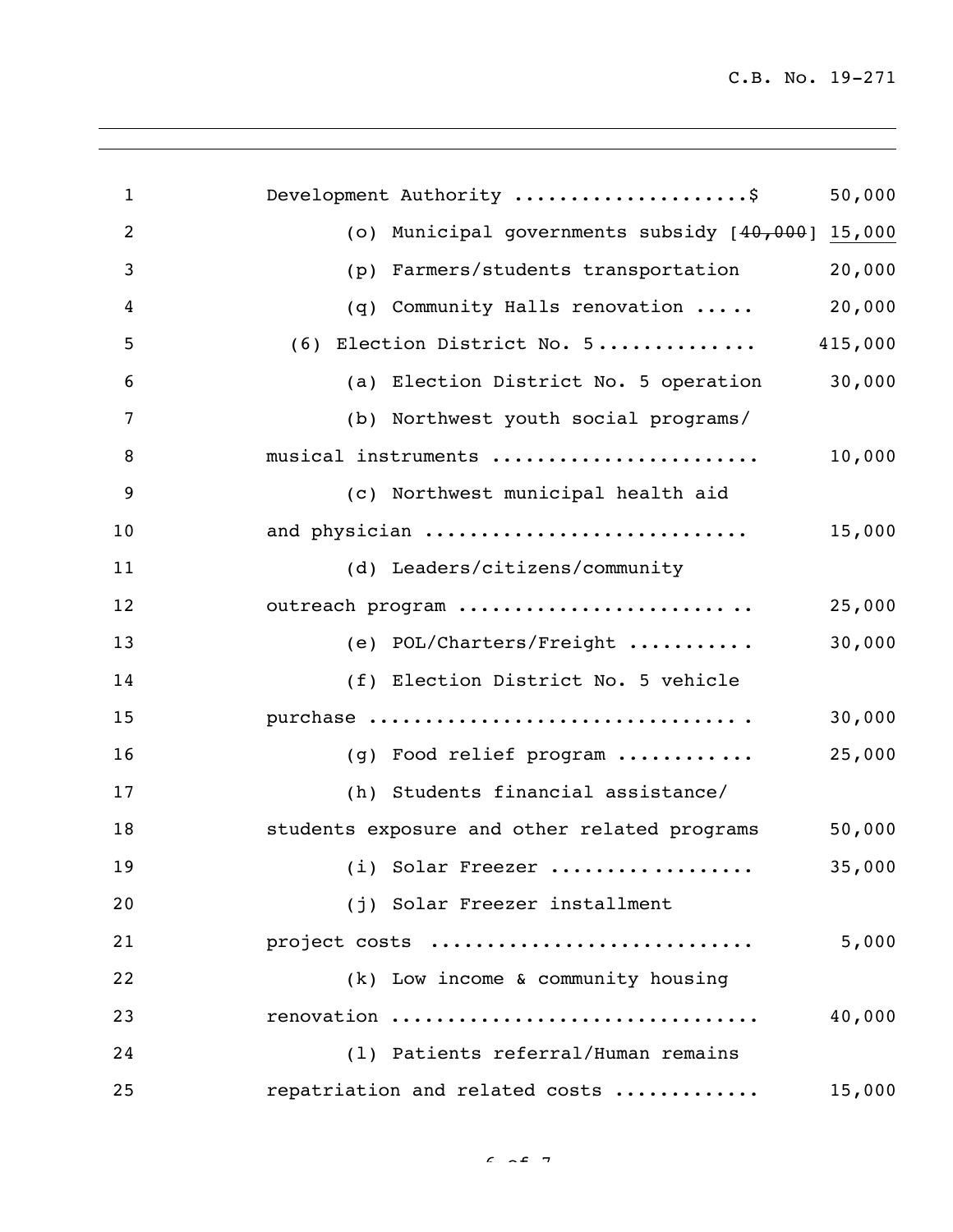Development Authority ....................$ 50,000

(o) Municipal governments subsidy [~~40,000~~] <u>15,000</u>

(p) Farmers/students transportation 20,000

(q) Community Halls renovation ..... 20,000

(6) Election District No. 5............. 415,000

(a) Election District No. 5 operation 30,000

(b) Northwest youth social programs/ musical instruments ....................... 10,000

(c) Northwest municipal health aid and physician ............................ 15,000

(d) Leaders/citizens/community outreach program ......................... 25,000

(e) POL/Charters/Freight ........... 30,000

(f) Election District No. 5 vehicle purchase ................................ 30,000

(g) Food relief program ............ 25,000

(h) Students financial assistance/ students exposure and other related programs 50,000

(i) Solar Freezer ................. 35,000

(j) Solar Freezer installment project costs ............................ 5,000

(k) Low income & community housing renovation ............................... 40,000

(l) Patients referral/Human remains repatriation and related costs ............ 15,000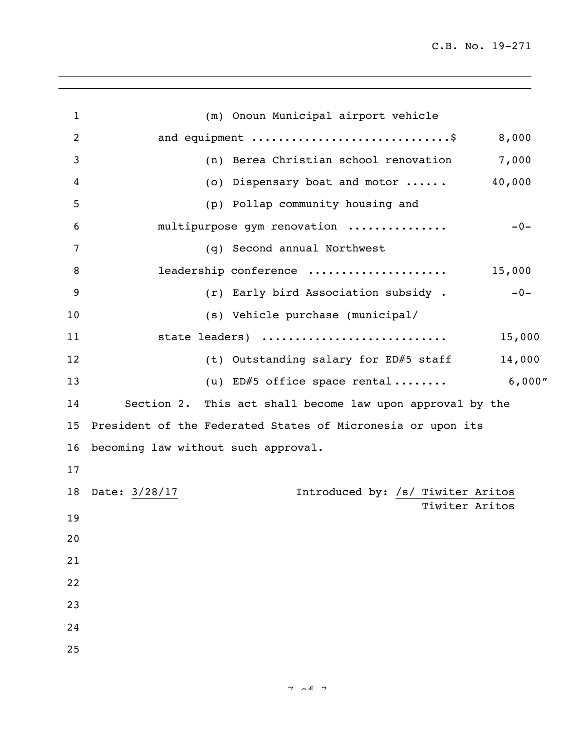(m) Onoun Municipal airport vehicle and equipment ............................$ 8,000

(n) Berea Christian school renovation 7,000

(o) Dispensary boat and motor ...... 40,000

(p) Pollap community housing and multipurpose gym renovation .............. -0-

(q) Second annual Northwest leadership conference .................... 15,000

(r) Early bird Association subsidy . -0-

(s) Vehicle purchase (municipal/ state leaders) .......................... 15,000

(t) Outstanding salary for ED#5 staff 14,000

(u) ED#5 office space rental........ 6,000"

Section 2. This act shall become law upon approval by the President of the Federated States of Micronesia or upon its becoming law without such approval.

Date: 3/28/17

Introduced by: /s/ Tiwiter Aritos
Tiwiter Aritos